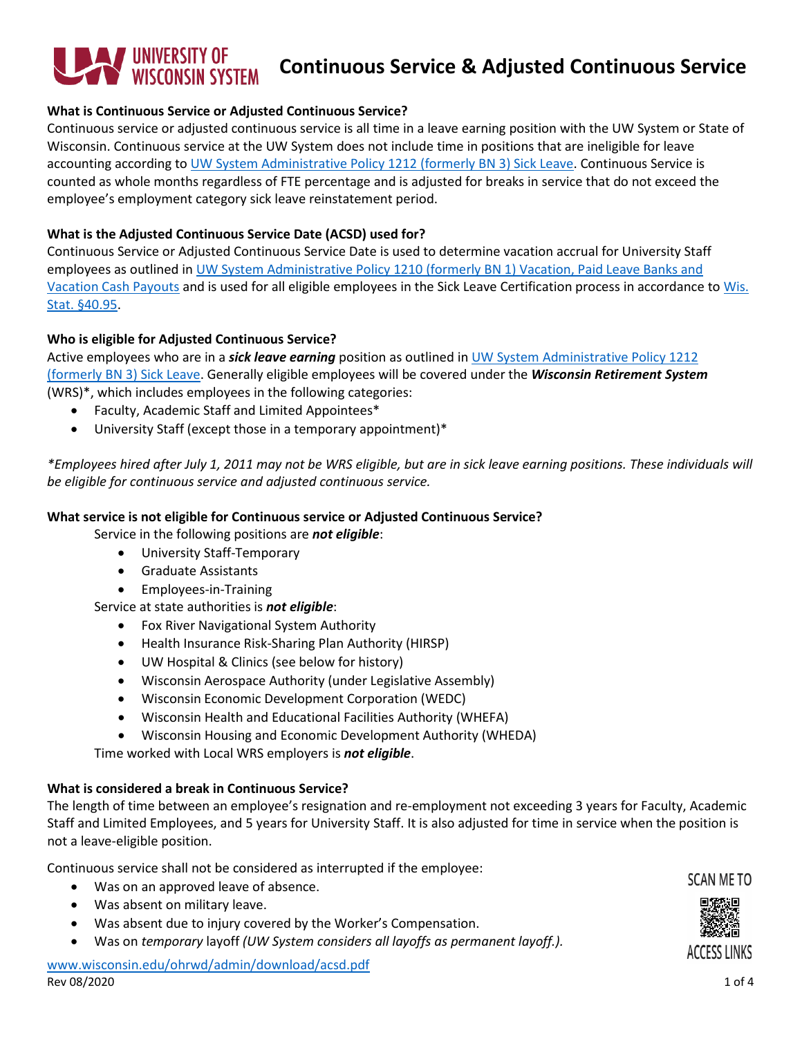# Continuous Service & Adjusted Continuous Service

**What is Continuous Service or Adjusted Continuous Service?**

Continuous service or adjusted continuous service is all time in a leave earning position with the UW System or State of Wisconsin. Continuous service at the UW System does not include time in positions that are ineligible for leave accounting according to [UW System Administrative Policy 1212 (formerly BN 3) Sick Leave](). Continuous Service is counted as whole months regardless of FTE percentage and is adjusted for breaks in service that do not exceed the employee's employment category sick leave reinstatement period.

**What is the Adjusted Continuous Service Date (ACSD) used for?**

Continuous Service or Adjusted Continuous Service Date is used to determine vacation accrual for University Staff employees as outlined in [UW System Administrative Policy 1210 (formerly BN 1) Vacation, Paid Leave Banks and Vacation Cash Payouts]() and is used for all eligible employees in the Sick Leave Certification process in accordance to [Wis. Stat. §40.95]().

**Who is eligible for Adjusted Continuous Service?**

Active employees who are in a ***sick leave earning*** position as outlined in [UW System Administrative Policy 1212 (formerly BN 3) Sick Leave](). Generally eligible employees will be covered under the ***Wisconsin Retirement System*** (WRS)*, which includes employees in the following categories:

- Faculty, Academic Staff and Limited Appointees*
- University Staff (except those in a temporary appointment)*

*\*Employees hired after July 1, 2011 may not be WRS eligible, but are in sick leave earning positions. These individuals will be eligible for continuous service and adjusted continuous service.*

**What service is not eligible for Continuous service or Adjusted Continuous Service?**

Service in the following positions are ***not eligible***:

- University Staff-Temporary
- Graduate Assistants
- Employees-in-Training

Service at state authorities is ***not eligible***:

- Fox River Navigational System Authority
- Health Insurance Risk-Sharing Plan Authority (HIRSP)
- UW Hospital & Clinics (see below for history)
- Wisconsin Aerospace Authority (under Legislative Assembly)
- Wisconsin Economic Development Corporation (WEDC)
- Wisconsin Health and Educational Facilities Authority (WHEFA)
- Wisconsin Housing and Economic Development Authority (WHEDA)

Time worked with Local WRS employers is ***not eligible***.

**What is considered a break in Continuous Service?**

The length of time between an employee's resignation and re-employment not exceeding 3 years for Faculty, Academic Staff and Limited Employees, and 5 years for University Staff. It is also adjusted for time in service when the position is not a leave-eligible position.

Continuous service shall not be considered as interrupted if the employee:

- Was on an approved leave of absence.
- Was absent on military leave.
- Was absent due to injury covered by the Worker's Compensation.
- Was on *temporary* layoff *(UW System considers all layoffs as permanent layoff.).*

SCAN ME TO ACCESS LINKS

[www.wisconsin.edu/ohrwd/admin/download/acsd.pdf]()

Rev 08/2020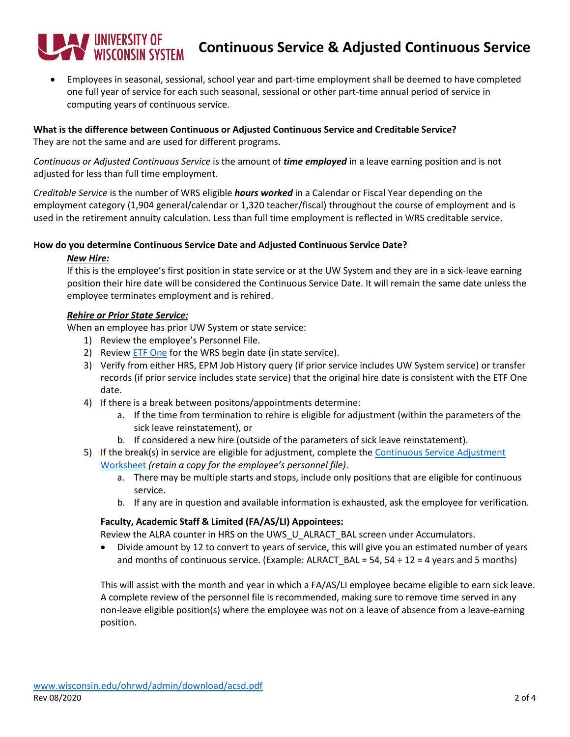- Employees in seasonal, sessional, school year and part-time employment shall be deemed to have completed one full year of service for each such seasonal, sessional or other part-time annual period of service in computing years of continuous service.

**What is the difference between Continuous or Adjusted Continuous Service and Creditable Service?**
They are not the same and are used for different programs.

*Continuous or Adjusted Continuous Service* is the amount of ***time employed*** in a leave earning position and is not adjusted for less than full time employment.

*Creditable Service* is the number of WRS eligible ***hours worked*** in a Calendar or Fiscal Year depending on the employment category (1,904 general/calendar or 1,320 teacher/fiscal) throughout the course of employment and is used in the retirement annuity calculation. Less than full time employment is reflected in WRS creditable service.

**How do you determine Continuous Service Date and Adjusted Continuous Service Date?**

***New Hire:***

If this is the employee's first position in state service or at the UW System and they are in a sick-leave earning position their hire date will be considered the Continuous Service Date. It will remain the same date unless the employee terminates employment and is rehired.

***Rehire or Prior State Service:***

When an employee has prior UW System or state service:

1) Review the employee's Personnel File.
2) Review ETF One for the WRS begin date (in state service).
3) Verify from either HRS, EPM Job History query (if prior service includes UW System service) or transfer records (if prior service includes state service) that the original hire date is consistent with the ETF One date.
4) If there is a break between positons/appointments determine:
   a. If the time from termination to rehire is eligible for adjustment (within the parameters of the sick leave reinstatement), or
   b. If considered a new hire (outside of the parameters of sick leave reinstatement).
5) If the break(s) in service are eligible for adjustment, complete the Continuous Service Adjustment Worksheet *(retain a copy for the employee's personnel file)*.
   a. There may be multiple starts and stops, include only positions that are eligible for continuous service.
   b. If any are in question and available information is exhausted, ask the employee for verification.

**Faculty, Academic Staff & Limited (FA/AS/LI) Appointees:**

Review the ALRA counter in HRS on the UWS_U_ALRACT_BAL screen under Accumulators.

- Divide amount by 12 to convert to years of service, this will give you an estimated number of years and months of continuous service. (Example: ALRACT_BAL = 54, 54 ÷ 12 = 4 years and 5 months)

This will assist with the month and year in which a FA/AS/LI employee became eligible to earn sick leave. A complete review of the personnel file is recommended, making sure to remove time served in any non-leave eligible position(s) where the employee was not on a leave of absence from a leave-earning position.

www.wisconsin.edu/ohrwd/admin/download/acsd.pdf
Rev 08/2020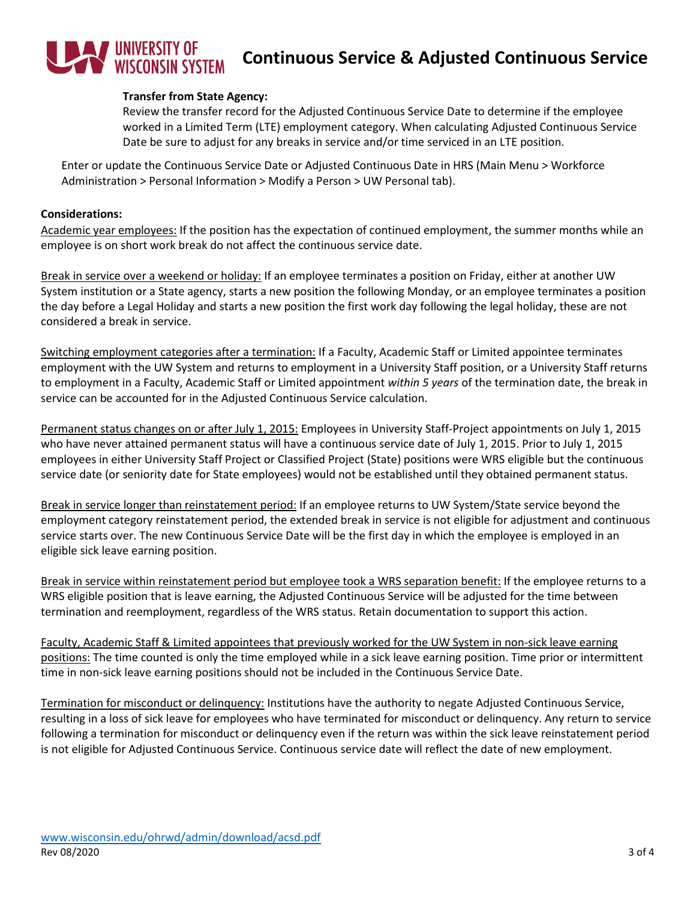**Transfer from State Agency:**

Review the transfer record for the Adjusted Continuous Service Date to determine if the employee worked in a Limited Term (LTE) employment category. When calculating Adjusted Continuous Service Date be sure to adjust for any breaks in service and/or time serviced in an LTE position.

Enter or update the Continuous Service Date or Adjusted Continuous Date in HRS (Main Menu > Workforce Administration > Personal Information > Modify a Person > UW Personal tab).

**Considerations:**

<u>Academic year employees:</u> If the position has the expectation of continued employment, the summer months while an employee is on short work break do not affect the continuous service date.

<u>Break in service over a weekend or holiday:</u> If an employee terminates a position on Friday, either at another UW System institution or a State agency, starts a new position the following Monday, or an employee terminates a position the day before a Legal Holiday and starts a new position the first work day following the legal holiday, these are not considered a break in service.

<u>Switching employment categories after a termination:</u> If a Faculty, Academic Staff or Limited appointee terminates employment with the UW System and returns to employment in a University Staff position, or a University Staff returns to employment in a Faculty, Academic Staff or Limited appointment *within 5 years* of the termination date, the break in service can be accounted for in the Adjusted Continuous Service calculation.

<u>Permanent status changes on or after July 1, 2015:</u> Employees in University Staff-Project appointments on July 1, 2015 who have never attained permanent status will have a continuous service date of July 1, 2015. Prior to July 1, 2015 employees in either University Staff Project or Classified Project (State) positions were WRS eligible but the continuous service date (or seniority date for State employees) would not be established until they obtained permanent status.

<u>Break in service longer than reinstatement period:</u> If an employee returns to UW System/State service beyond the employment category reinstatement period, the extended break in service is not eligible for adjustment and continuous service starts over. The new Continuous Service Date will be the first day in which the employee is employed in an eligible sick leave earning position.

<u>Break in service within reinstatement period but employee took a WRS separation benefit:</u> If the employee returns to a WRS eligible position that is leave earning, the Adjusted Continuous Service will be adjusted for the time between termination and reemployment, regardless of the WRS status. Retain documentation to support this action.

<u>Faculty, Academic Staff & Limited appointees that previously worked for the UW System in non-sick leave earning positions:</u> The time counted is only the time employed while in a sick leave earning position. Time prior or intermittent time in non-sick leave earning positions should not be included in the Continuous Service Date.

<u>Termination for misconduct or delinquency:</u> Institutions have the authority to negate Adjusted Continuous Service, resulting in a loss of sick leave for employees who have terminated for misconduct or delinquency. Any return to service following a termination for misconduct or delinquency even if the return was within the sick leave reinstatement period is not eligible for Adjusted Continuous Service. Continuous service date will reflect the date of new employment.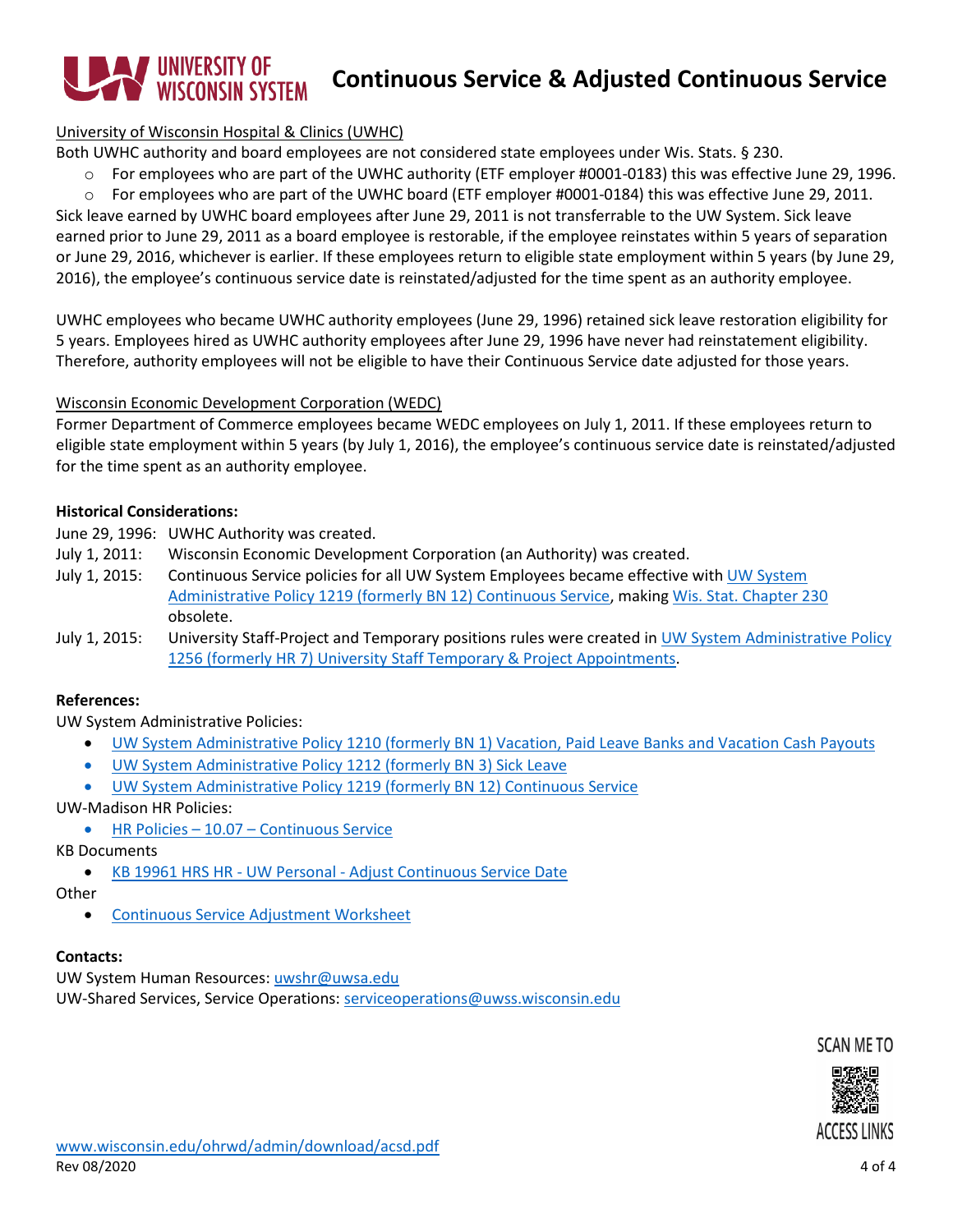University of Wisconsin Hospital & Clinics (UWHC)

Both UWHC authority and board employees are not considered state employees under Wis. Stats. § 230.

- For employees who are part of the UWHC authority (ETF employer #0001-0183) this was effective June 29, 1996.
- For employees who are part of the UWHC board (ETF employer #0001-0184) this was effective June 29, 2011.

Sick leave earned by UWHC board employees after June 29, 2011 is not transferrable to the UW System. Sick leave earned prior to June 29, 2011 as a board employee is restorable, if the employee reinstates within 5 years of separation or June 29, 2016, whichever is earlier. If these employees return to eligible state employment within 5 years (by June 29, 2016), the employee's continuous service date is reinstated/adjusted for the time spent as an authority employee.

UWHC employees who became UWHC authority employees (June 29, 1996) retained sick leave restoration eligibility for 5 years. Employees hired as UWHC authority employees after June 29, 1996 have never had reinstatement eligibility. Therefore, authority employees will not be eligible to have their Continuous Service date adjusted for those years.

Wisconsin Economic Development Corporation (WEDC)

Former Department of Commerce employees became WEDC employees on July 1, 2011. If these employees return to eligible state employment within 5 years (by July 1, 2016), the employee's continuous service date is reinstated/adjusted for the time spent as an authority employee.

**Historical Considerations:**

June 29, 1996: UWHC Authority was created.

July 1, 2011: Wisconsin Economic Development Corporation (an Authority) was created.

July 1, 2015: Continuous Service policies for all UW System Employees became effective with UW System Administrative Policy 1219 (formerly BN 12) Continuous Service, making Wis. Stat. Chapter 230 obsolete.

July 1, 2015: University Staff-Project and Temporary positions rules were created in UW System Administrative Policy 1256 (formerly HR 7) University Staff Temporary & Project Appointments.

**References:**

UW System Administrative Policies:

- UW System Administrative Policy 1210 (formerly BN 1) Vacation, Paid Leave Banks and Vacation Cash Payouts
- UW System Administrative Policy 1212 (formerly BN 3) Sick Leave
- UW System Administrative Policy 1219 (formerly BN 12) Continuous Service

UW-Madison HR Policies:

- HR Policies – 10.07 – Continuous Service

KB Documents

- KB 19961 HRS HR - UW Personal - Adjust Continuous Service Date

Other

- Continuous Service Adjustment Worksheet

**Contacts:**

UW System Human Resources: uwshr@uwsa.edu

UW-Shared Services, Service Operations: serviceoperations@uwss.wisconsin.edu

SCAN ME TO ACCESS LINKS

www.wisconsin.edu/ohrwd/admin/download/acsd.pdf

Rev 08/2020